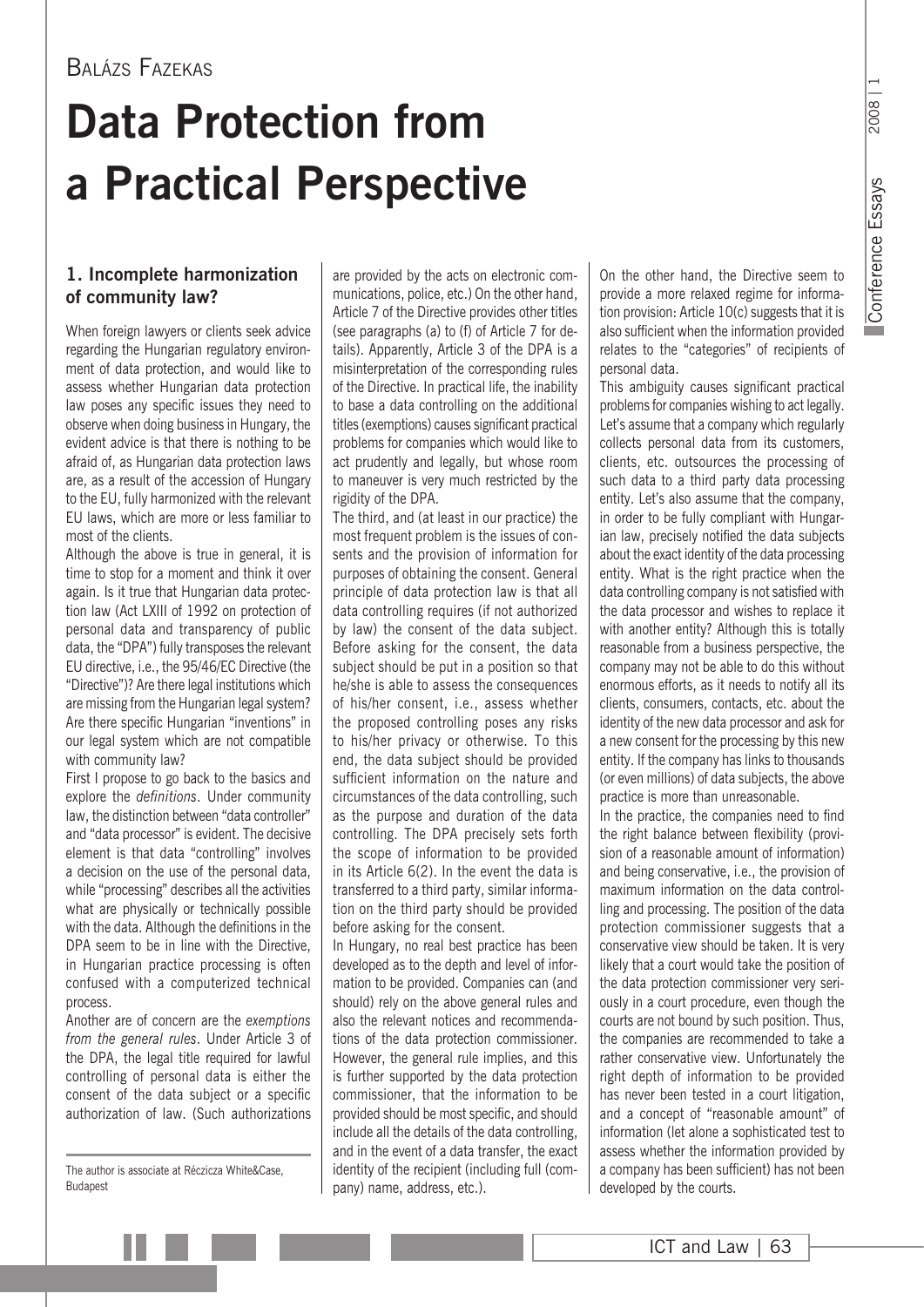Balázs Fazekas

# Data Protection from a Practical Perspective

## 1. Incomplete harmonization of community law?

When foreign lawyers or clients seek advice regarding the Hungarian regulatory environment of data protection, and would like to assess whether Hungarian data protection law poses any specific issues they need to observe when doing business in Hungary, the evident advice is that there is nothing to be afraid of, as Hungarian data protection laws are, as a result of the accession of Hungary to the EU, fully harmonized with the relevant EU laws, which are more or less familiar to most of the clients.

Although the above is true in general, it is time to stop for a moment and think it over again. Is it true that Hungarian data protection law (Act LXIII of 1992 on protection of personal data and transparency of public data, the "DPA") fully transposes the relevant EU directive, i.e., the 95/46/EC Directive (the "Directive")? Are there legal institutions which are missing from the Hungarian legal system? Are there specific Hungarian "inventions" in our legal system which are not compatible with community law?

First I propose to go back to the basics and explore the *definitions*. Under community law, the distinction between "data controller" and "data processor" is evident. The decisive element is that data "controlling" involves a decision on the use of the personal data, while "processing" describes all the activities what are physically or technically possible with the data. Although the definitions in the DPA seem to be in line with the Directive, in Hungarian practice processing is often confused with a computerized technical process.

Another are of concern are the *exemptions from the general rules*. Under Article 3 of the DPA, the legal title required for lawful controlling of personal data is either the consent of the data subject or a specific authorization of law. (Such authorizations are provided by the acts on electronic communications, police, etc.) On the other hand, Article 7 of the Directive provides other titles (see paragraphs (a) to (f) of Article 7 for details). Apparently, Article 3 of the DPA is a misinterpretation of the corresponding rules of the Directive. In practical life, the inability to base a data controlling on the additional titles (exemptions) causes significant practical problems for companies which would like to act prudently and legally, but whose room to maneuver is very much restricted by the rigidity of the DPA.

The third, and (at least in our practice) the most frequent problem is the issues of consents and the provision of information for purposes of obtaining the consent. General principle of data protection law is that all data controlling requires (if not authorized by law) the consent of the data subject. Before asking for the consent, the data subject should be put in a position so that he/she is able to assess the consequences of his/her consent, i.e., assess whether the proposed controlling poses any risks to his/her privacy or otherwise. To this end, the data subject should be provided sufficient information on the nature and circumstances of the data controlling, such as the purpose and duration of the data controlling. The DPA precisely sets forth the scope of information to be provided in its Article 6(2). In the event the data is transferred to a third party, similar information on the third party should be provided before asking for the consent.

In Hungary, no real best practice has been developed as to the depth and level of information to be provided. Companies can (and should) rely on the above general rules and also the relevant notices and recommendations of the data protection commissioner. However, the general rule implies, and this is further supported by the data protection commissioner, that the information to be provided should be most specific, and should include all the details of the data controlling, and in the event of a data transfer, the exact identity of the recipient (including full (company) name, address, etc.).

On the other hand, the Directive seem to provide a more relaxed regime for information provision: Article 10(c) suggests that it is also sufficient when the information provided relates to the "categories" of recipients of personal data.

This ambiguity causes significant practical problems for companies wishing to act legally. Let's assume that a company which regularly collects personal data from its customers, clients, etc. outsources the processing of such data to a third party data processing entity. Let's also assume that the company, in order to be fully compliant with Hungarian law, precisely notified the data subjects about the exact identity of the data processing entity. What is the right practice when the data controlling company is not satisfied with the data processor and wishes to replace it with another entity? Although this is totally reasonable from a business perspective, the company may not be able to do this without enormous efforts, as it needs to notify all its clients, consumers, contacts, etc. about the identity of the new data processor and ask for a new consent for the processing by this new entity. If the company has links to thousands (or even millions) of data subjects, the above practice is more than unreasonable.

In the practice, the companies need to find the right balance between flexibility (provision of a reasonable amount of information) and being conservative, i.e., the provision of maximum information on the data controlling and processing. The position of the data protection commissioner suggests that a conservative view should be taken. It is very likely that a court would take the position of the data protection commissioner very seriously in a court procedure, even though the courts are not bound by such position. Thus, the companies are recommended to take a rather conservative view. Unfortunately the right depth of information to be provided has never been tested in a court litigation, and a concept of "reasonable amount" of information (let alone a sophisticated test to assess whether the information provided by a company has been sufficient) has not been developed by the courts.

---

The author is associate at Réczicza White&Case, Budapest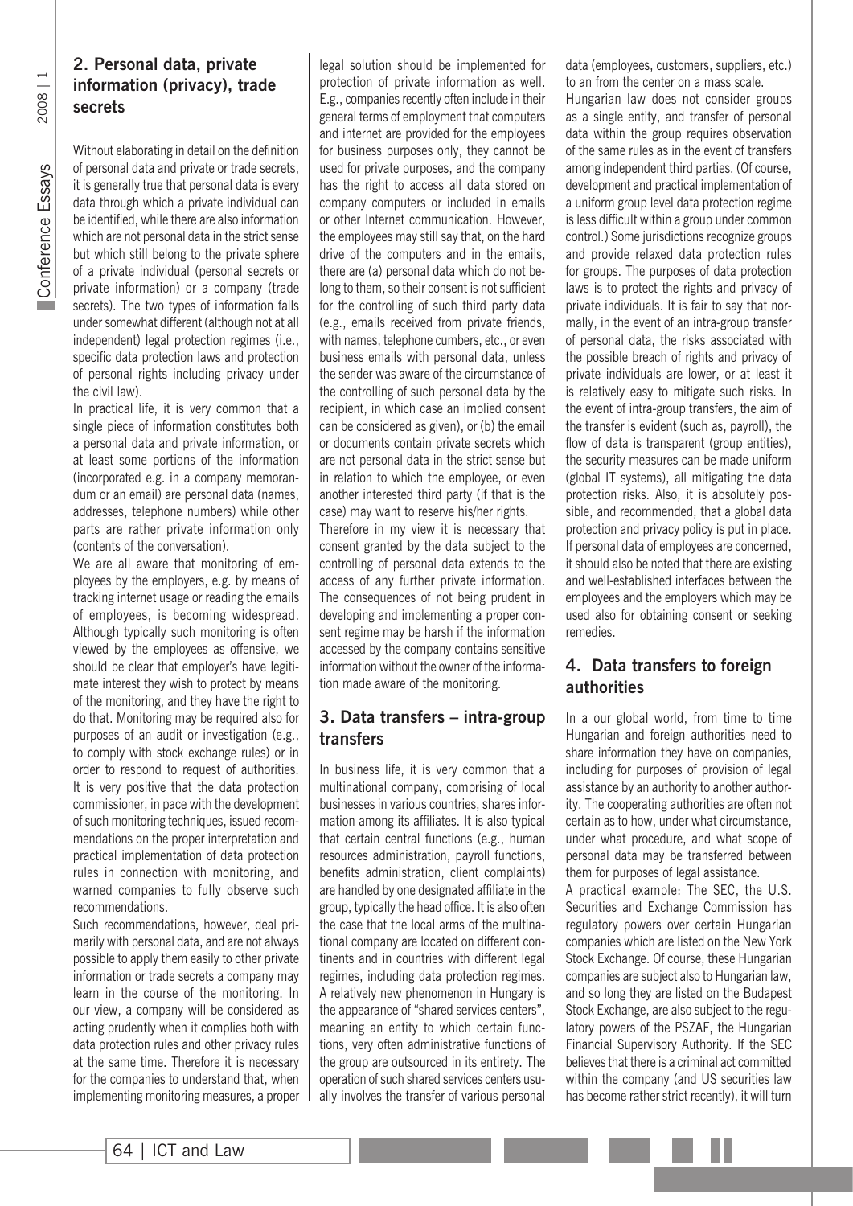## 2. Personal data, private information (privacy), trade secrets

Without elaborating in detail on the definition of personal data and private or trade secrets, it is generally true that personal data is every data through which a private individual can be identified, while there are also information which are not personal data in the strict sense but which still belong to the private sphere of a private individual (personal secrets or private information) or a company (trade secrets). The two types of information falls under somewhat different (although not at all independent) legal protection regimes (i.e., specific data protection laws and protection of personal rights including privacy under the civil law).

In practical life, it is very common that a single piece of information constitutes both a personal data and private information, or at least some portions of the information (incorporated e.g. in a company memorandum or an email) are personal data (names, addresses, telephone numbers) while other parts are rather private information only (contents of the conversation).

We are all aware that monitoring of employees by the employers, e.g. by means of tracking internet usage or reading the emails of employees, is becoming widespread. Although typically such monitoring is often viewed by the employees as offensive, we should be clear that employer's have legitimate interest they wish to protect by means of the monitoring, and they have the right to do that. Monitoring may be required also for purposes of an audit or investigation (e.g., to comply with stock exchange rules) or in order to respond to request of authorities. It is very positive that the data protection commissioner, in pace with the development of such monitoring techniques, issued recommendations on the proper interpretation and practical implementation of data protection rules in connection with monitoring, and warned companies to fully observe such recommendations.

Such recommendations, however, deal primarily with personal data, and are not always possible to apply them easily to other private information or trade secrets a company may learn in the course of the monitoring. In our view, a company will be considered as acting prudently when it complies both with data protection rules and other privacy rules at the same time. Therefore it is necessary for the companies to understand that, when implementing monitoring measures, a proper legal solution should be implemented for protection of private information as well. E.g., companies recently often include in their general terms of employment that computers and internet are provided for the employees for business purposes only, they cannot be used for private purposes, and the company has the right to access all data stored on company computers or included in emails or other Internet communication. However, the employees may still say that, on the hard drive of the computers and in the emails, there are (a) personal data which do not belong to them, so their consent is not sufficient for the controlling of such third party data (e.g., emails received from private friends, with names, telephone cumbers, etc., or even business emails with personal data, unless the sender was aware of the circumstance of the controlling of such personal data by the recipient, in which case an implied consent can be considered as given), or (b) the email or documents contain private secrets which are not personal data in the strict sense but in relation to which the employee, or even another interested third party (if that is the case) may want to reserve his/her rights.

Therefore in my view it is necessary that consent granted by the data subject to the controlling of personal data extends to the access of any further private information. The consequences of not being prudent in developing and implementing a proper consent regime may be harsh if the information accessed by the company contains sensitive information without the owner of the information made aware of the monitoring.

## 3. Data transfers – intra-group transfers

In business life, it is very common that a multinational company, comprising of local businesses in various countries, shares information among its affiliates. It is also typical that certain central functions (e.g., human resources administration, payroll functions, benefits administration, client complaints) are handled by one designated affiliate in the group, typically the head office. It is also often the case that the local arms of the multinational company are located on different continents and in countries with different legal regimes, including data protection regimes. A relatively new phenomenon in Hungary is the appearance of "shared services centers", meaning an entity to which certain functions, very often administrative functions of the group are outsourced in its entirety. The operation of such shared services centers usually involves the transfer of various personal data (employees, customers, suppliers, etc.) to an from the center on a mass scale.

Hungarian law does not consider groups as a single entity, and transfer of personal data within the group requires observation of the same rules as in the event of transfers among independent third parties. (Of course, development and practical implementation of a uniform group level data protection regime is less difficult within a group under common control.) Some jurisdictions recognize groups and provide relaxed data protection rules for groups. The purposes of data protection laws is to protect the rights and privacy of private individuals. It is fair to say that normally, in the event of an intra-group transfer of personal data, the risks associated with the possible breach of rights and privacy of private individuals are lower, or at least it is relatively easy to mitigate such risks. In the event of intra-group transfers, the aim of the transfer is evident (such as, payroll), the flow of data is transparent (group entities), the security measures can be made uniform (global IT systems), all mitigating the data protection risks. Also, it is absolutely possible, and recommended, that a global data protection and privacy policy is put in place. If personal data of employees are concerned, it should also be noted that there are existing and well-established interfaces between the employees and the employers which may be used also for obtaining consent or seeking remedies.

## 4. Data transfers to foreign authorities

In a our global world, from time to time Hungarian and foreign authorities need to share information they have on companies, including for purposes of provision of legal assistance by an authority to another authority. The cooperating authorities are often not certain as to how, under what circumstance, under what procedure, and what scope of personal data may be transferred between them for purposes of legal assistance.

A practical example: The SEC, the U.S. Securities and Exchange Commission has regulatory powers over certain Hungarian companies which are listed on the New York Stock Exchange. Of course, these Hungarian companies are subject also to Hungarian law, and so long they are listed on the Budapest Stock Exchange, are also subject to the regulatory powers of the PSZAF, the Hungarian Financial Supervisory Authority. If the SEC believes that there is a criminal act committed within the company (and US securities law has become rather strict recently), it will turn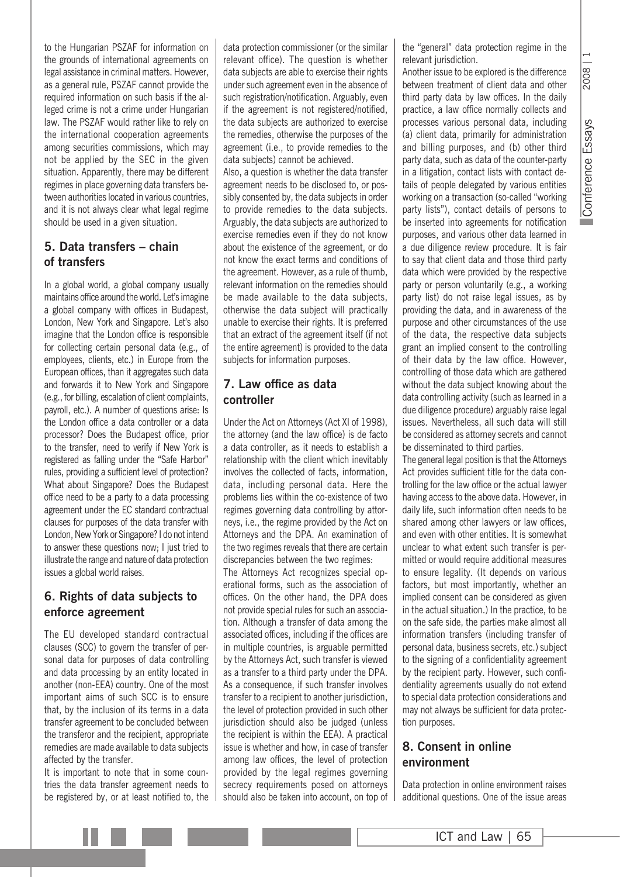to the Hungarian PSZAF for information on the grounds of international agreements on legal assistance in criminal matters. However, as a general rule, PSZAF cannot provide the required information on such basis if the alleged crime is not a crime under Hungarian law. The PSZAF would rather like to rely on the international cooperation agreements among securities commissions, which may not be applied by the SEC in the given situation. Apparently, there may be different regimes in place governing data transfers between authorities located in various countries, and it is not always clear what legal regime should be used in a given situation.

## 5. Data transfers – chain of transfers

In a global world, a global company usually maintains office around the world. Let's imagine a global company with offices in Budapest, London, New York and Singapore. Let's also imagine that the London office is responsible for collecting certain personal data (e.g., of employees, clients, etc.) in Europe from the European offices, than it aggregates such data and forwards it to New York and Singapore (e.g., for billing, escalation of client complaints, payroll, etc.). A number of questions arise: Is the London office a data controller or a data processor? Does the Budapest office, prior to the transfer, need to verify if New York is registered as falling under the "Safe Harbor" rules, providing a sufficient level of protection? What about Singapore? Does the Budapest office need to be a party to a data processing agreement under the EC standard contractual clauses for purposes of the data transfer with London, New York or Singapore? I do not intend to answer these questions now; I just tried to illustrate the range and nature of data protection issues a global world raises.

## 6. Rights of data subjects to enforce agreement

The EU developed standard contractual clauses (SCC) to govern the transfer of personal data for purposes of data controlling and data processing by an entity located in another (non-EEA) country. One of the most important aims of such SCC is to ensure that, by the inclusion of its terms in a data transfer agreement to be concluded between the transferor and the recipient, appropriate remedies are made available to data subjects affected by the transfer.

It is important to note that in some countries the data transfer agreement needs to be registered by, or at least notified to, the data protection commissioner (or the similar relevant office). The question is whether data subjects are able to exercise their rights under such agreement even in the absence of such registration/notification. Arguably, even if the agreement is not registered/notified, the data subjects are authorized to exercise the remedies, otherwise the purposes of the agreement (i.e., to provide remedies to the data subjects) cannot be achieved.

Also, a question is whether the data transfer agreement needs to be disclosed to, or possibly consented by, the data subjects in order to provide remedies to the data subjects. Arguably, the data subjects are authorized to exercise remedies even if they do not know about the existence of the agreement, or do not know the exact terms and conditions of the agreement. However, as a rule of thumb, relevant information on the remedies should be made available to the data subjects, otherwise the data subject will practically unable to exercise their rights. It is preferred that an extract of the agreement itself (if not the entire agreement) is provided to the data subjects for information purposes.

## 7. Law office as data controller

Under the Act on Attorneys (Act XI of 1998), the attorney (and the law office) is de facto a data controller, as it needs to establish a relationship with the client which inevitably involves the collected of facts, information, data, including personal data. Here the problems lies within the co-existence of two regimes governing data controlling by attorneys, i.e., the regime provided by the Act on Attorneys and the DPA. An examination of the two regimes reveals that there are certain discrepancies between the two regimes:

The Attorneys Act recognizes special operational forms, such as the association of offices. On the other hand, the DPA does not provide special rules for such an association. Although a transfer of data among the associated offices, including if the offices are in multiple countries, is arguable permitted by the Attorneys Act, such transfer is viewed as a transfer to a third party under the DPA. As a consequence, if such transfer involves transfer to a recipient to another jurisdiction, the level of protection provided in such other jurisdiction should also be judged (unless the recipient is within the EEA). A practical issue is whether and how, in case of transfer among law offices, the level of protection provided by the legal regimes governing secrecy requirements posed on attorneys should also be taken into account, on top of the "general" data protection regime in the relevant jurisdiction.

Another issue to be explored is the difference between treatment of client data and other third party data by law offices. In the daily practice, a law office normally collects and processes various personal data, including (a) client data, primarily for administration and billing purposes, and (b) other third party data, such as data of the counter-party in a litigation, contact lists with contact details of people delegated by various entities working on a transaction (so-called "working party lists"), contact details of persons to be inserted into agreements for notification purposes, and various other data learned in a due diligence review procedure. It is fair to say that client data and those third party data which were provided by the respective party or person voluntarily (e.g., a working party list) do not raise legal issues, as by providing the data, and in awareness of the purpose and other circumstances of the use of the data, the respective data subjects grant an implied consent to the controlling of their data by the law office. However, controlling of those data which are gathered without the data subject knowing about the data controlling activity (such as learned in a due diligence procedure) arguably raise legal issues. Nevertheless, all such data will still be considered as attorney secrets and cannot be disseminated to third parties.

The general legal position is that the Attorneys Act provides sufficient title for the data controlling for the law office or the actual lawyer having access to the above data. However, in daily life, such information often needs to be shared among other lawyers or law offices, and even with other entities. It is somewhat unclear to what extent such transfer is permitted or would require additional measures to ensure legality. (It depends on various factors, but most importantly, whether an implied consent can be considered as given in the actual situation.) In the practice, to be on the safe side, the parties make almost all information transfers (including transfer of personal data, business secrets, etc.) subject to the signing of a confidentiality agreement by the recipient party. However, such confidentiality agreements usually do not extend to special data protection considerations and may not always be sufficient for data protection purposes.

## 8. Consent in online environment

Data protection in online environment raises additional questions. One of the issue areas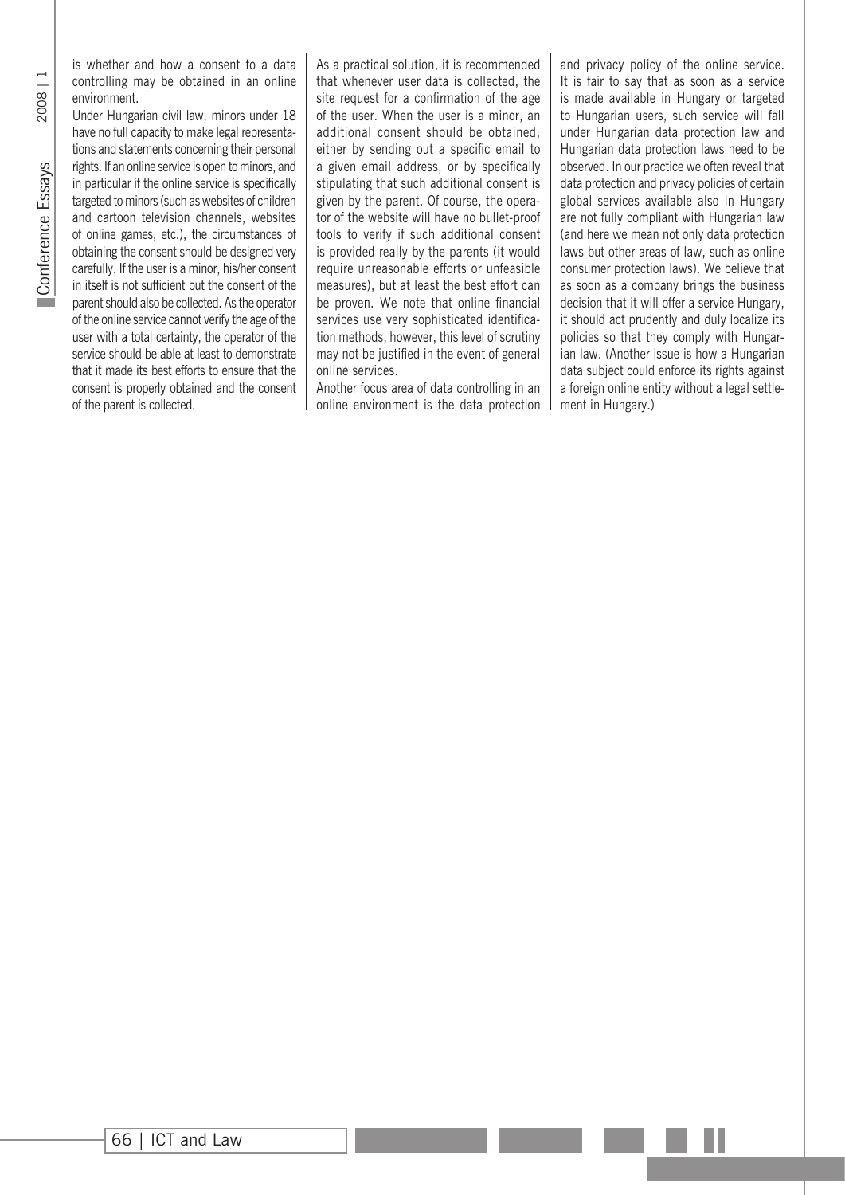is whether and how a consent to a data controlling may be obtained in an online environment.

Under Hungarian civil law, minors under 18 have no full capacity to make legal representations and statements concerning their personal rights. If an online service is open to minors, and in particular if the online service is specifically targeted to minors (such as websites of children and cartoon television channels, websites of online games, etc.), the circumstances of obtaining the consent should be designed very carefully. If the user is a minor, his/her consent in itself is not sufficient but the consent of the parent should also be collected. As the operator of the online service cannot verify the age of the user with a total certainty, the operator of the service should be able at least to demonstrate that it made its best efforts to ensure that the consent is properly obtained and the consent of the parent is collected.

As a practical solution, it is recommended that whenever user data is collected, the site request for a confirmation of the age of the user. When the user is a minor, an additional consent should be obtained, either by sending out a specific email to a given email address, or by specifically stipulating that such additional consent is given by the parent. Of course, the operator of the website will have no bullet-proof tools to verify if such additional consent is provided really by the parents (it would require unreasonable efforts or unfeasible measures), but at least the best effort can be proven. We note that online financial services use very sophisticated identification methods, however, this level of scrutiny may not be justified in the event of general online services.

Another focus area of data controlling in an online environment is the data protection and privacy policy of the online service. It is fair to say that as soon as a service is made available in Hungary or targeted to Hungarian users, such service will fall under Hungarian data protection law and Hungarian data protection laws need to be observed. In our practice we often reveal that data protection and privacy policies of certain global services available also in Hungary are not fully compliant with Hungarian law (and here we mean not only data protection laws but other areas of law, such as online consumer protection laws). We believe that as soon as a company brings the business decision that it will offer a service Hungary, it should act prudently and duly localize its policies so that they comply with Hungarian law. (Another issue is how a Hungarian data subject could enforce its rights against a foreign online entity without a legal settlement in Hungary.)